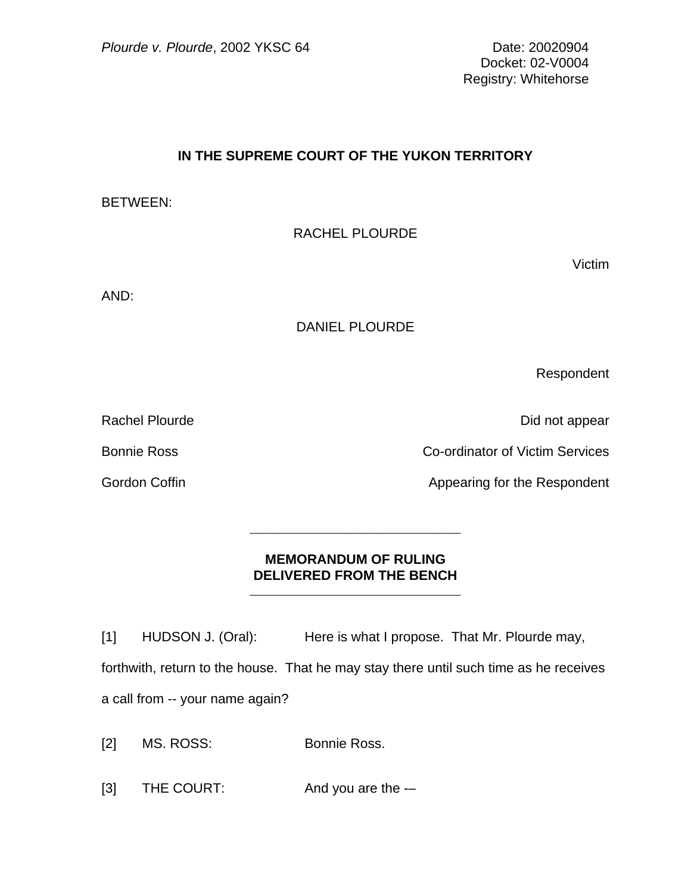*Plourde v. Plourde*, 2002 YKSC 64

Date: 20020904
Docket: 02-V0004
Registry: Whitehorse

**IN THE SUPREME COURT OF THE YUKON TERRITORY**

BETWEEN:

RACHEL PLOURDE

Victim

AND:

DANIEL PLOURDE

Respondent

| | |
|---|---|
| Rachel Plourde | Did not appear |
| Bonnie Ross | Co-ordinator of Victim Services |
| Gordon Coffin | Appearing for the Respondent |

---

**MEMORANDUM OF RULING DELIVERED FROM THE BENCH**

---

[1] HUDSON J. (Oral): Here is what I propose. That Mr. Plourde may, forthwith, return to the house. That he may stay there until such time as he receives a call from -- your name again?

[2] MS. ROSS: Bonnie Ross.

[3] THE COURT: And you are the -–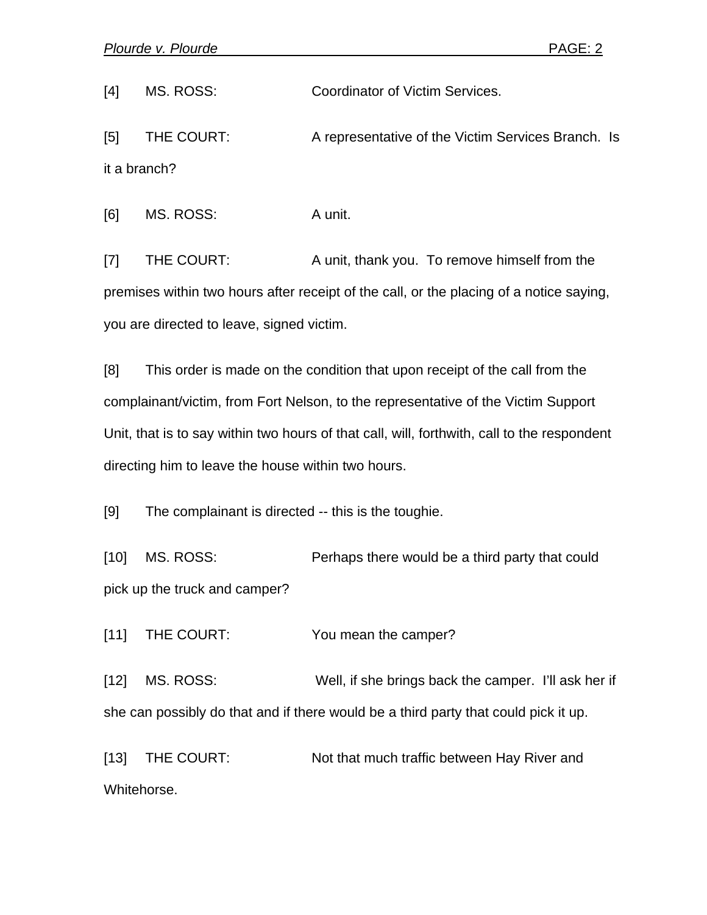[4] MS. ROSS: Coordinator of Victim Services.

[5] THE COURT: A representative of the Victim Services Branch. Is it a branch?

[6] MS. ROSS: A unit.

[7] THE COURT: A unit, thank you. To remove himself from the premises within two hours after receipt of the call, or the placing of a notice saying, you are directed to leave, signed victim.

[8] This order is made on the condition that upon receipt of the call from the complainant/victim, from Fort Nelson, to the representative of the Victim Support Unit, that is to say within two hours of that call, will, forthwith, call to the respondent directing him to leave the house within two hours.

[9] The complainant is directed -- this is the toughie.

[10] MS. ROSS: Perhaps there would be a third party that could pick up the truck and camper?

[11] THE COURT: You mean the camper?

[12] MS. ROSS: Well, if she brings back the camper. I'll ask her if she can possibly do that and if there would be a third party that could pick it up.

[13] THE COURT: Not that much traffic between Hay River and Whitehorse.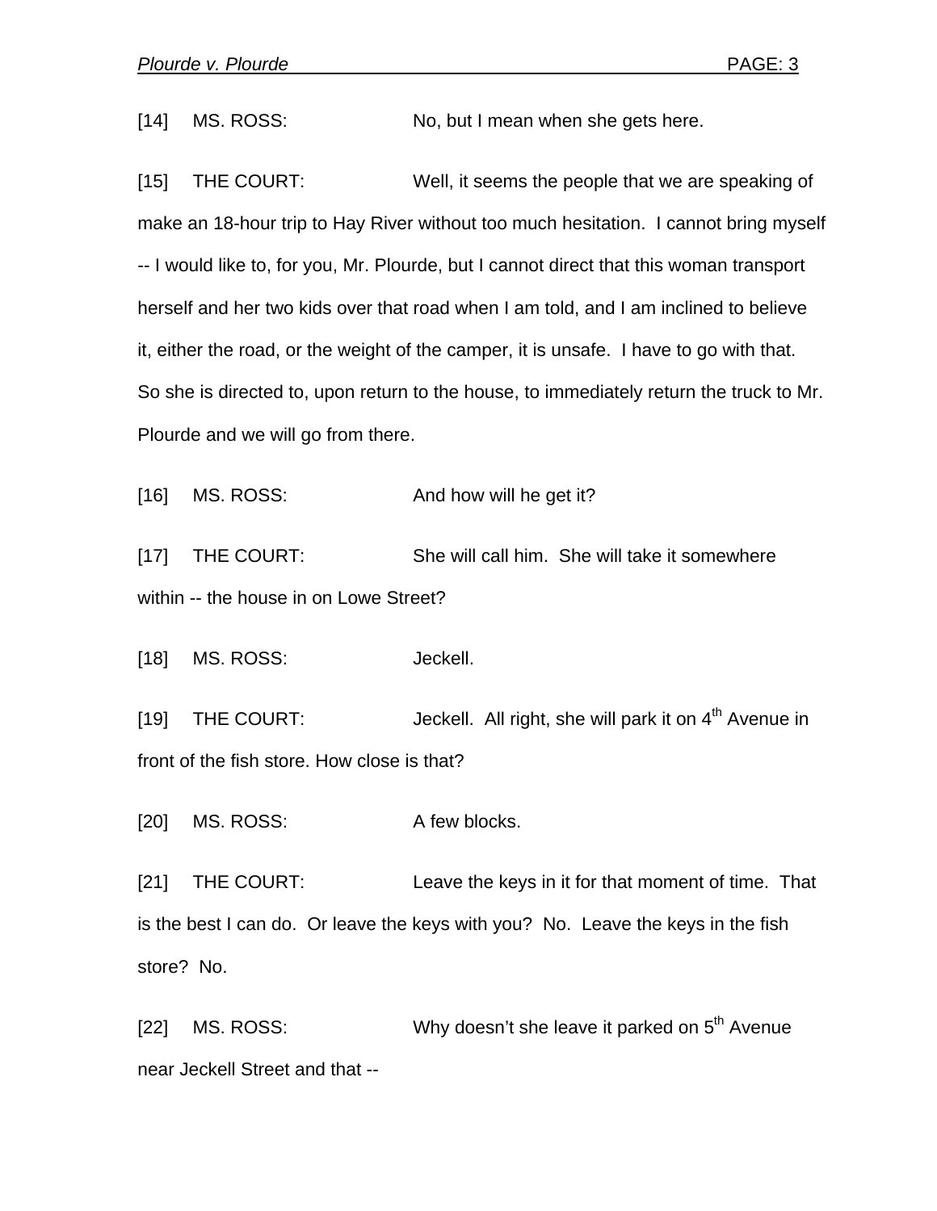[14] MS. ROSS: No, but I mean when she gets here.

[15] THE COURT: Well, it seems the people that we are speaking of make an 18-hour trip to Hay River without too much hesitation. I cannot bring myself -- I would like to, for you, Mr. Plourde, but I cannot direct that this woman transport herself and her two kids over that road when I am told, and I am inclined to believe it, either the road, or the weight of the camper, it is unsafe. I have to go with that. So she is directed to, upon return to the house, to immediately return the truck to Mr. Plourde and we will go from there.

[16] MS. ROSS: And how will he get it?

[17] THE COURT: She will call him. She will take it somewhere within -- the house in on Lowe Street?

[18] MS. ROSS: Jeckell.

[19] THE COURT: Jeckell. All right, she will park it on 4th Avenue in front of the fish store. How close is that?

[20] MS. ROSS: A few blocks.

[21] THE COURT: Leave the keys in it for that moment of time. That is the best I can do. Or leave the keys with you? No. Leave the keys in the fish store? No.

[22] MS. ROSS: Why doesn't she leave it parked on 5th Avenue near Jeckell Street and that --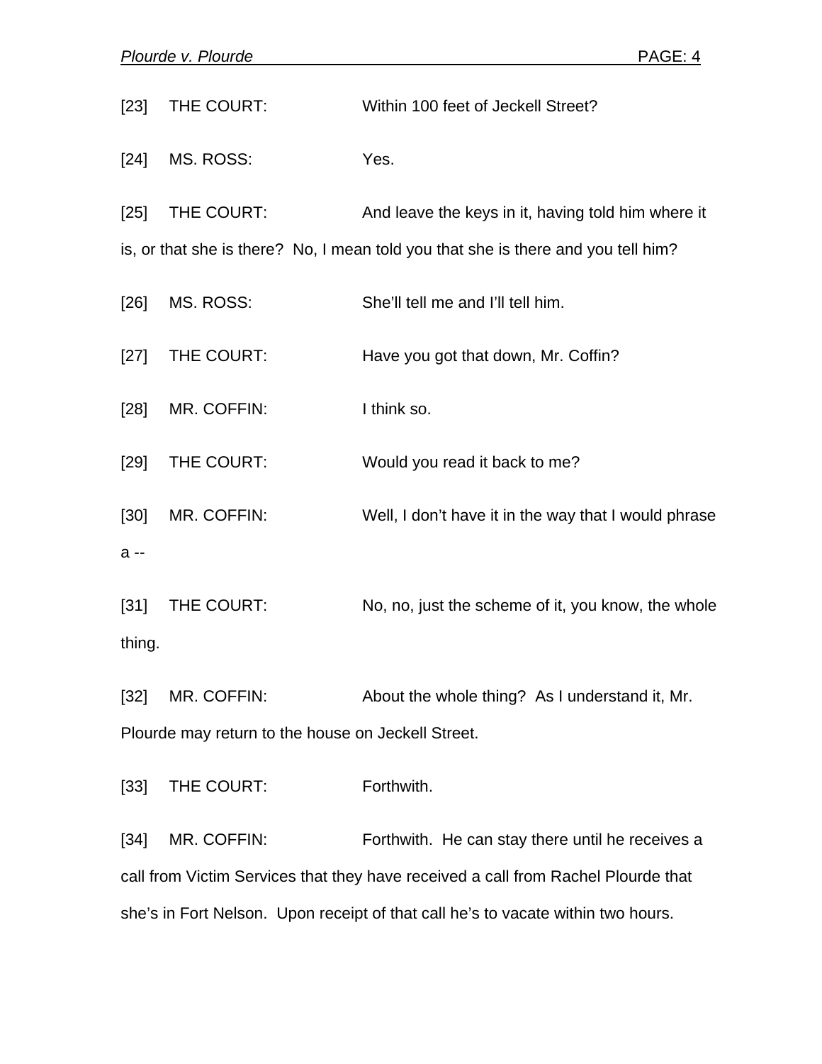[23] THE COURT: Within 100 feet of Jeckell Street?

[24] MS. ROSS: Yes.

[25] THE COURT: And leave the keys in it, having told him where it is, or that she is there? No, I mean told you that she is there and you tell him?

[26] MS. ROSS: She'll tell me and I'll tell him.

[27] THE COURT: Have you got that down, Mr. Coffin?

[28] MR. COFFIN: I think so.

[29] THE COURT: Would you read it back to me?

[30] MR. COFFIN: Well, I don't have it in the way that I would phrase a --

[31] THE COURT: No, no, just the scheme of it, you know, the whole thing.

[32] MR. COFFIN: About the whole thing? As I understand it, Mr. Plourde may return to the house on Jeckell Street.

[33] THE COURT: Forthwith.

[34] MR. COFFIN: Forthwith. He can stay there until he receives a call from Victim Services that they have received a call from Rachel Plourde that she's in Fort Nelson. Upon receipt of that call he's to vacate within two hours.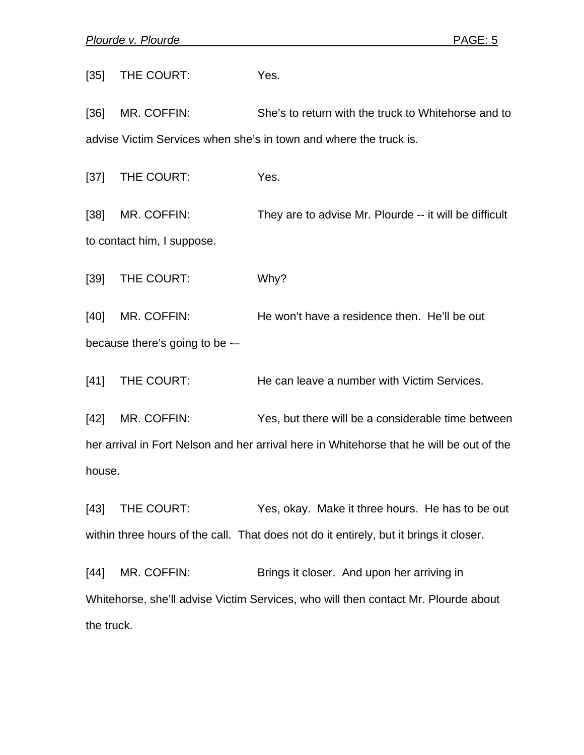[35] THE COURT: Yes.

[36] MR. COFFIN: She’s to return with the truck to Whitehorse and to advise Victim Services when she’s in town and where the truck is.

[37] THE COURT: Yes.

[38] MR. COFFIN: They are to advise Mr. Plourde -- it will be difficult to contact him, I suppose.

[39] THE COURT: Why?

[40] MR. COFFIN: He won’t have a residence then. He’ll be out because there’s going to be -–

[41] THE COURT: He can leave a number with Victim Services.

[42] MR. COFFIN: Yes, but there will be a considerable time between her arrival in Fort Nelson and her arrival here in Whitehorse that he will be out of the house.

[43] THE COURT: Yes, okay. Make it three hours. He has to be out within three hours of the call. That does not do it entirely, but it brings it closer.

[44] MR. COFFIN: Brings it closer. And upon her arriving in Whitehorse, she’ll advise Victim Services, who will then contact Mr. Plourde about the truck.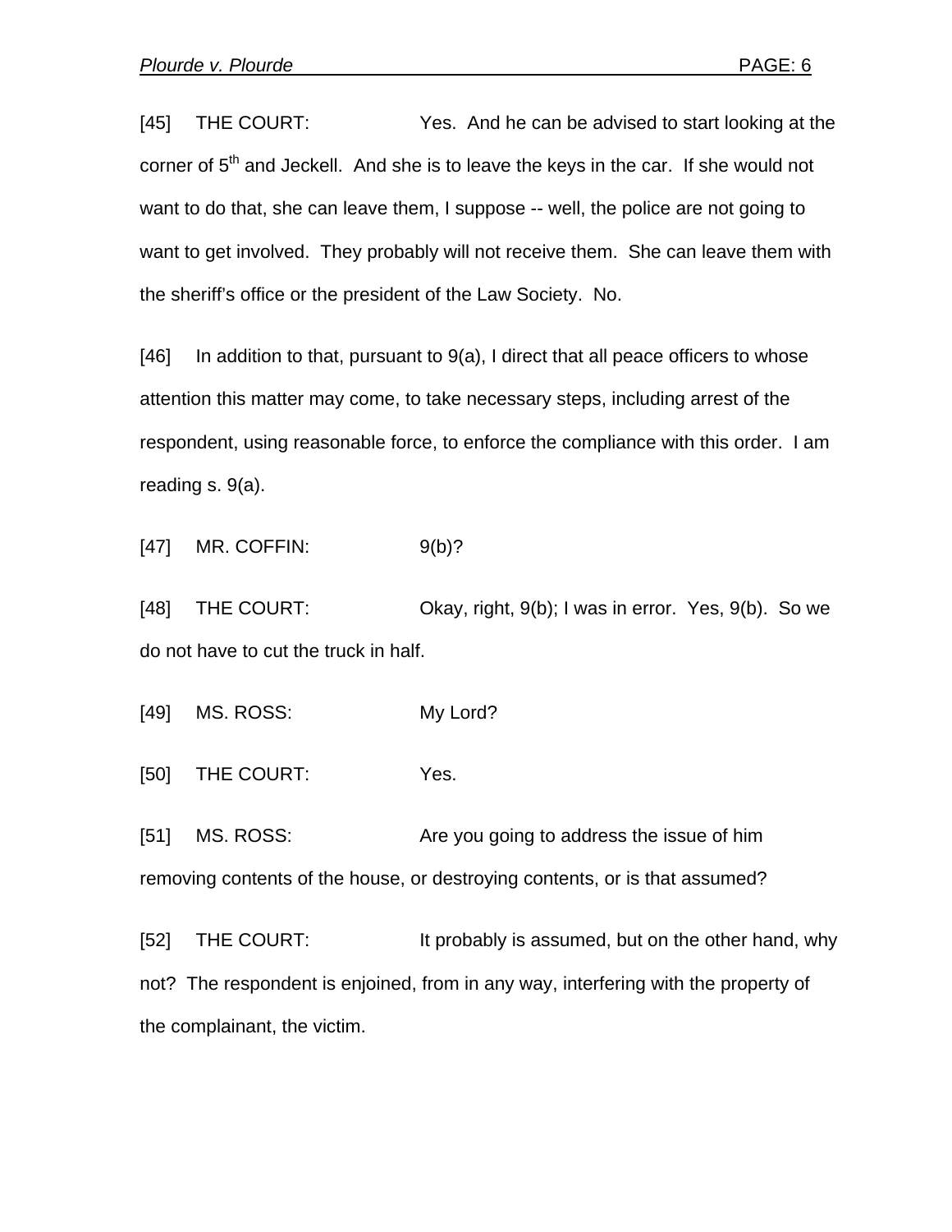[45] THE COURT: Yes. And he can be advised to start looking at the corner of 5th and Jeckell. And she is to leave the keys in the car. If she would not want to do that, she can leave them, I suppose -- well, the police are not going to want to get involved. They probably will not receive them. She can leave them with the sheriff's office or the president of the Law Society. No.

[46] In addition to that, pursuant to 9(a), I direct that all peace officers to whose attention this matter may come, to take necessary steps, including arrest of the respondent, using reasonable force, to enforce the compliance with this order. I am reading s. 9(a).

[47] MR. COFFIN: 9(b)?

[48] THE COURT: Okay, right, 9(b); I was in error. Yes, 9(b). So we do not have to cut the truck in half.

[49] MS. ROSS: My Lord?

[50] THE COURT: Yes.

[51] MS. ROSS: Are you going to address the issue of him removing contents of the house, or destroying contents, or is that assumed?

[52] THE COURT: It probably is assumed, but on the other hand, why not? The respondent is enjoined, from in any way, interfering with the property of the complainant, the victim.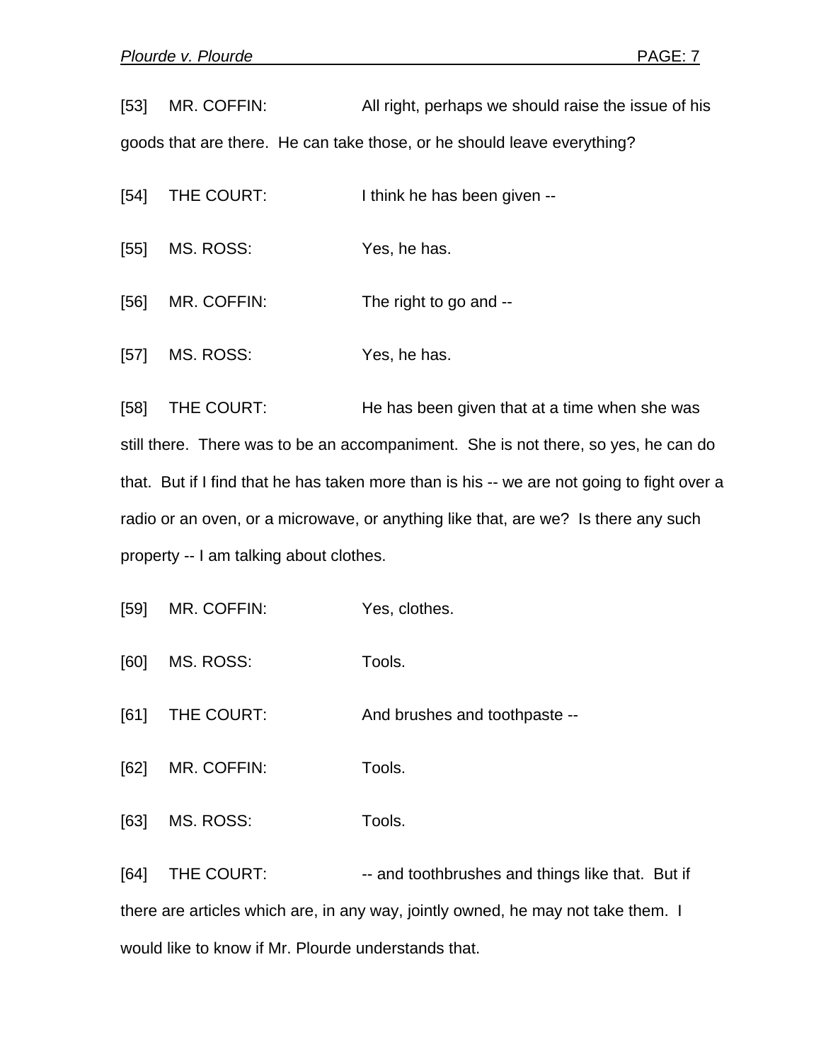[53] MR. COFFIN: All right, perhaps we should raise the issue of his goods that are there. He can take those, or he should leave everything?

[54] THE COURT: I think he has been given --

[55] MS. ROSS: Yes, he has.

[56] MR. COFFIN: The right to go and --

[57] MS. ROSS: Yes, he has.

[58] THE COURT: He has been given that at a time when she was still there. There was to be an accompaniment. She is not there, so yes, he can do that. But if I find that he has taken more than is his -- we are not going to fight over a radio or an oven, or a microwave, or anything like that, are we? Is there any such property -- I am talking about clothes.

[59] MR. COFFIN: Yes, clothes.

[60] MS. ROSS: Tools.

[61] THE COURT: And brushes and toothpaste --

[62] MR. COFFIN: Tools.

[63] MS. ROSS: Tools.

[64] THE COURT: -- and toothbrushes and things like that. But if there are articles which are, in any way, jointly owned, he may not take them. I would like to know if Mr. Plourde understands that.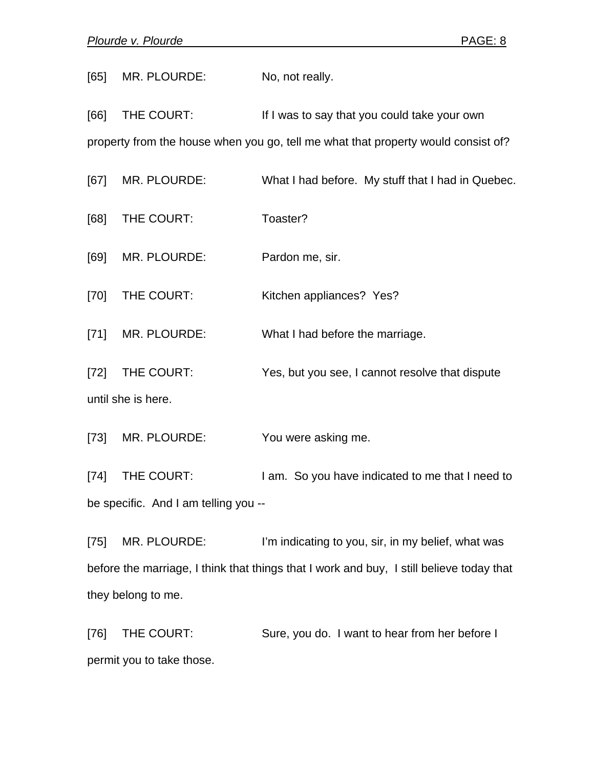[65] MR. PLOURDE: No, not really.

[66] THE COURT: If I was to say that you could take your own property from the house when you go, tell me what that property would consist of?

[67] MR. PLOURDE: What I had before. My stuff that I had in Quebec.

[68] THE COURT: Toaster?

[69] MR. PLOURDE: Pardon me, sir.

[70] THE COURT: Kitchen appliances? Yes?

[71] MR. PLOURDE: What I had before the marriage.

[72] THE COURT: Yes, but you see, I cannot resolve that dispute until she is here.

[73] MR. PLOURDE: You were asking me.

[74] THE COURT: I am. So you have indicated to me that I need to be specific. And I am telling you --

[75] MR. PLOURDE: I'm indicating to you, sir, in my belief, what was before the marriage, I think that things that I work and buy, I still believe today that they belong to me.

[76] THE COURT: Sure, you do. I want to hear from her before I permit you to take those.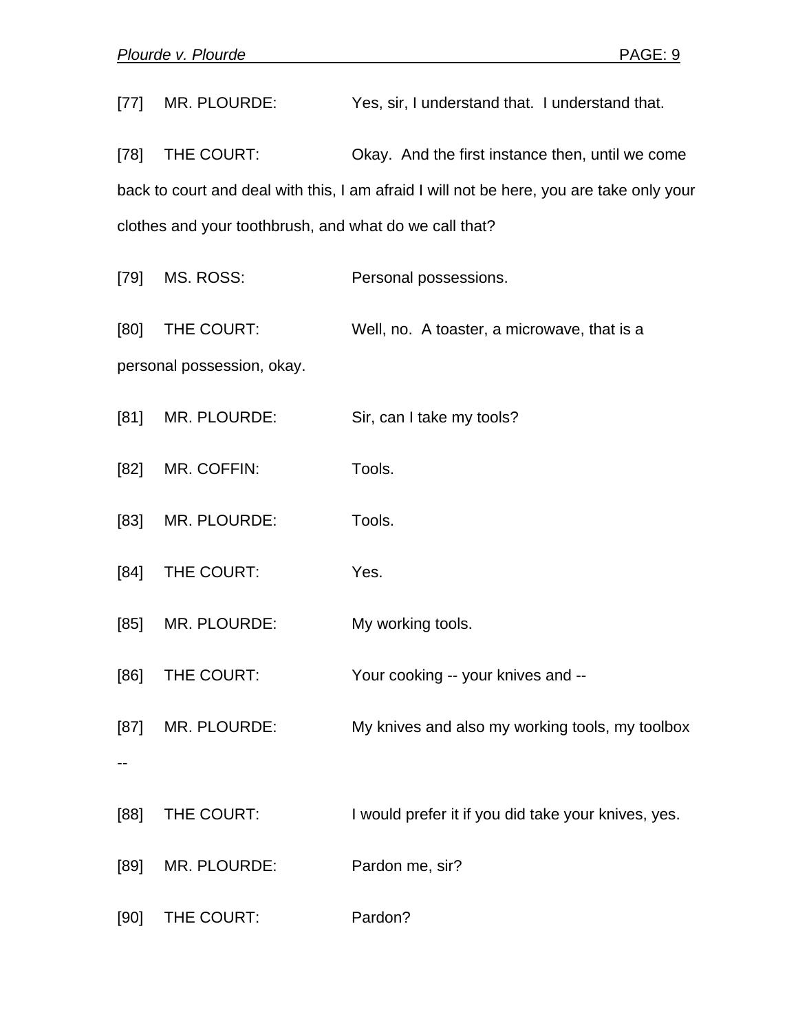[77] MR. PLOURDE: Yes, sir, I understand that. I understand that.

[78] THE COURT: Okay. And the first instance then, until we come back to court and deal with this, I am afraid I will not be here, you are take only your clothes and your toothbrush, and what do we call that?

[79] MS. ROSS: Personal possessions.

[80] THE COURT: Well, no. A toaster, a microwave, that is a personal possession, okay.

[81] MR. PLOURDE: Sir, can I take my tools?

[82] MR. COFFIN: Tools.

[83] MR. PLOURDE: Tools.

[84] THE COURT: Yes.

[85] MR. PLOURDE: My working tools.

[86] THE COURT: Your cooking -- your knives and --

[87] MR. PLOURDE: My knives and also my working tools, my toolbox --

[88] THE COURT: I would prefer it if you did take your knives, yes.

[89] MR. PLOURDE: Pardon me, sir?

[90] THE COURT: Pardon?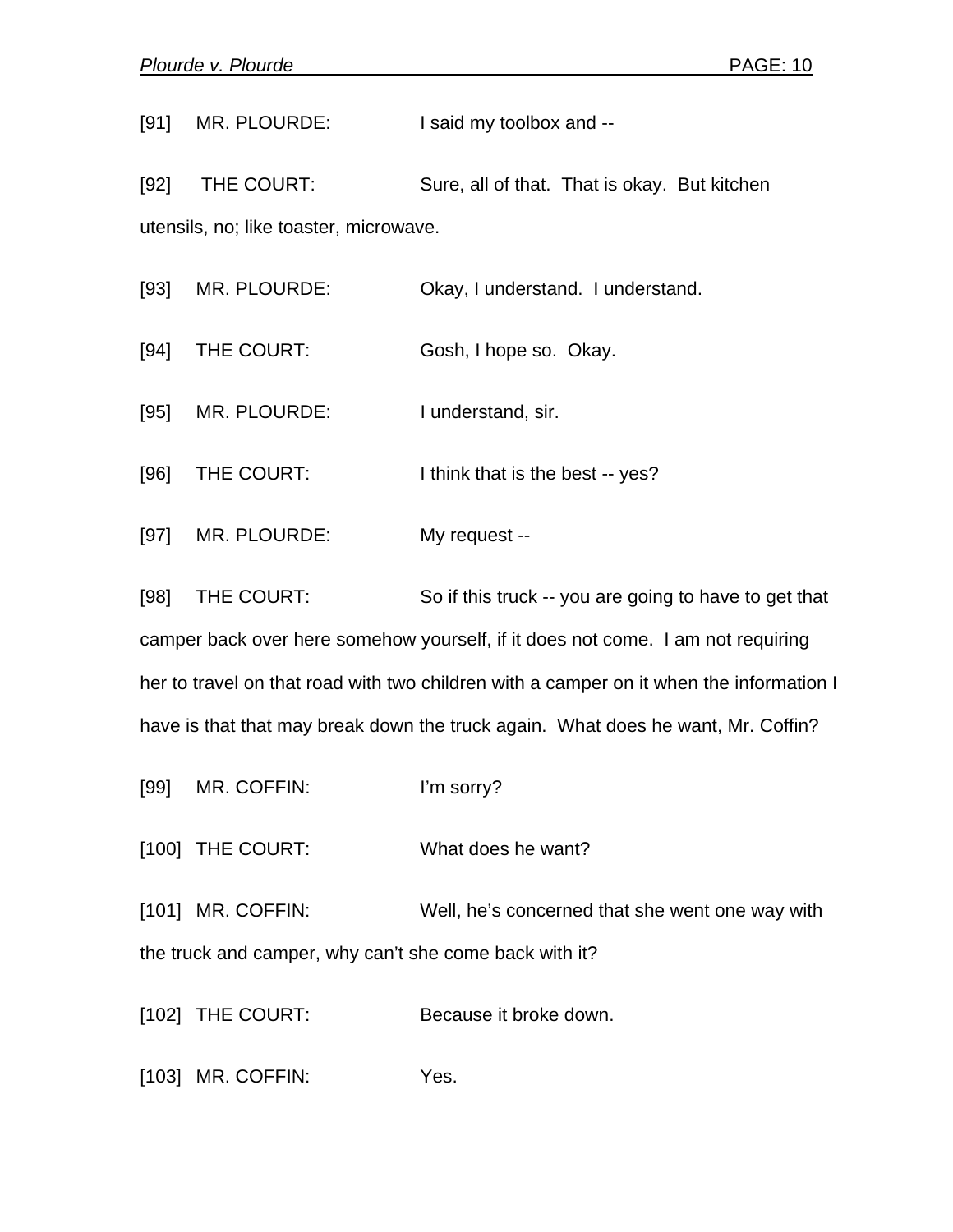[91] MR. PLOURDE: I said my toolbox and --

[92] THE COURT: Sure, all of that. That is okay. But kitchen utensils, no; like toaster, microwave.

[93] MR. PLOURDE: Okay, I understand. I understand.

[94] THE COURT: Gosh, I hope so. Okay.

[95] MR. PLOURDE: I understand, sir.

[96] THE COURT: I think that is the best -- yes?

[97] MR. PLOURDE: My request --

[98] THE COURT: So if this truck -- you are going to have to get that camper back over here somehow yourself, if it does not come. I am not requiring her to travel on that road with two children with a camper on it when the information I have is that that may break down the truck again. What does he want, Mr. Coffin?

[99] MR. COFFIN: I'm sorry?

[100] THE COURT: What does he want?

[101] MR. COFFIN: Well, he's concerned that she went one way with the truck and camper, why can't she come back with it?

[102] THE COURT: Because it broke down.

[103] MR. COFFIN: Yes.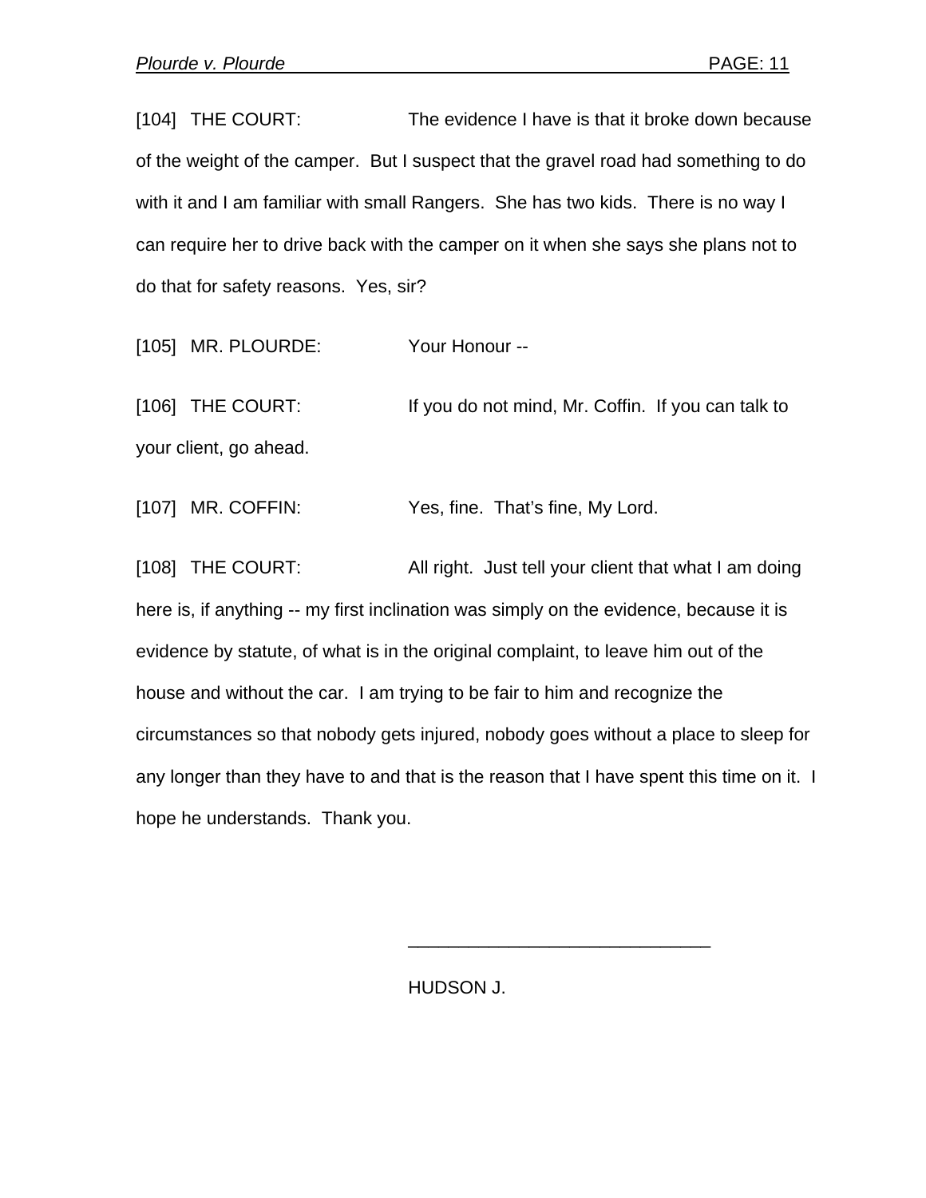[104] THE COURT: The evidence I have is that it broke down because of the weight of the camper. But I suspect that the gravel road had something to do with it and I am familiar with small Rangers. She has two kids. There is no way I can require her to drive back with the camper on it when she says she plans not to do that for safety reasons. Yes, sir?

[105] MR. PLOURDE: Your Honour --

[106] THE COURT: If you do not mind, Mr. Coffin. If you can talk to your client, go ahead.

[107] MR. COFFIN: Yes, fine. That's fine, My Lord.

[108] THE COURT: All right. Just tell your client that what I am doing here is, if anything -- my first inclination was simply on the evidence, because it is evidence by statute, of what is in the original complaint, to leave him out of the house and without the car. I am trying to be fair to him and recognize the circumstances so that nobody gets injured, nobody goes without a place to sleep for any longer than they have to and that is the reason that I have spent this time on it. I hope he understands. Thank you.

______________________________

HUDSON J.